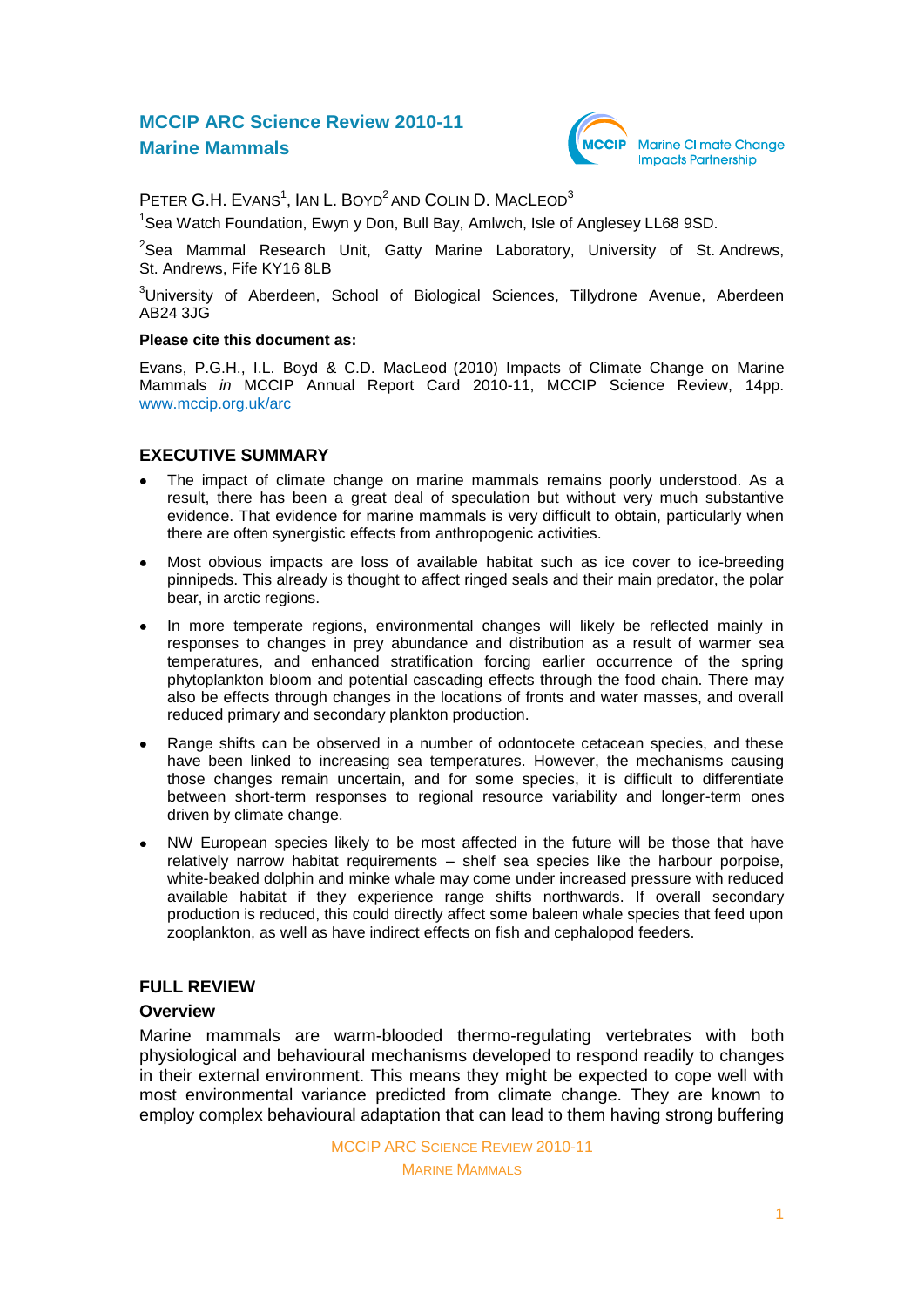# MCCIP ARC Science Review 2010-11
# Marine Mammals

PETER G.H. EVANS[1], IAN L. BOYD[2] AND COLIN D. MACLEOD[3]

[1]Sea Watch Foundation, Ewyn y Don, Bull Bay, Amlwch, Isle of Anglesey LL68 9SD.

[2]Sea Mammal Research Unit, Gatty Marine Laboratory, University of St. Andrews, St. Andrews, Fife KY16 8LB

[3]University of Aberdeen, School of Biological Sciences, Tillydrone Avenue, Aberdeen AB24 3JG

**Please cite this document as:**

Evans, P.G.H., I.L. Boyd & C.D. MacLeod (2010) Impacts of Climate Change on Marine Mammals *in* MCCIP Annual Report Card 2010-11, MCCIP Science Review, 14pp. www.mccip.org.uk/arc

## EXECUTIVE SUMMARY

- The impact of climate change on marine mammals remains poorly understood. As a result, there has been a great deal of speculation but without very much substantive evidence. That evidence for marine mammals is very difficult to obtain, particularly when there are often synergistic effects from anthropogenic activities.
- Most obvious impacts are loss of available habitat such as ice cover to ice-breeding pinnipeds. This already is thought to affect ringed seals and their main predator, the polar bear, in arctic regions.
- In more temperate regions, environmental changes will likely be reflected mainly in responses to changes in prey abundance and distribution as a result of warmer sea temperatures, and enhanced stratification forcing earlier occurrence of the spring phytoplankton bloom and potential cascading effects through the food chain. There may also be effects through changes in the locations of fronts and water masses, and overall reduced primary and secondary plankton production.
- Range shifts can be observed in a number of odontocete cetacean species, and these have been linked to increasing sea temperatures. However, the mechanisms causing those changes remain uncertain, and for some species, it is difficult to differentiate between short-term responses to regional resource variability and longer-term ones driven by climate change.
- NW European species likely to be most affected in the future will be those that have relatively narrow habitat requirements – shelf sea species like the harbour porpoise, white-beaked dolphin and minke whale may come under increased pressure with reduced available habitat if they experience range shifts northwards. If overall secondary production is reduced, this could directly affect some baleen whale species that feed upon zooplankton, as well as have indirect effects on fish and cephalopod feeders.

## FULL REVIEW

### Overview

Marine mammals are warm-blooded thermo-regulating vertebrates with both physiological and behavioural mechanisms developed to respond readily to changes in their external environment. This means they might be expected to cope well with most environmental variance predicted from climate change. They are known to employ complex behavioural adaptation that can lead to them having strong buffering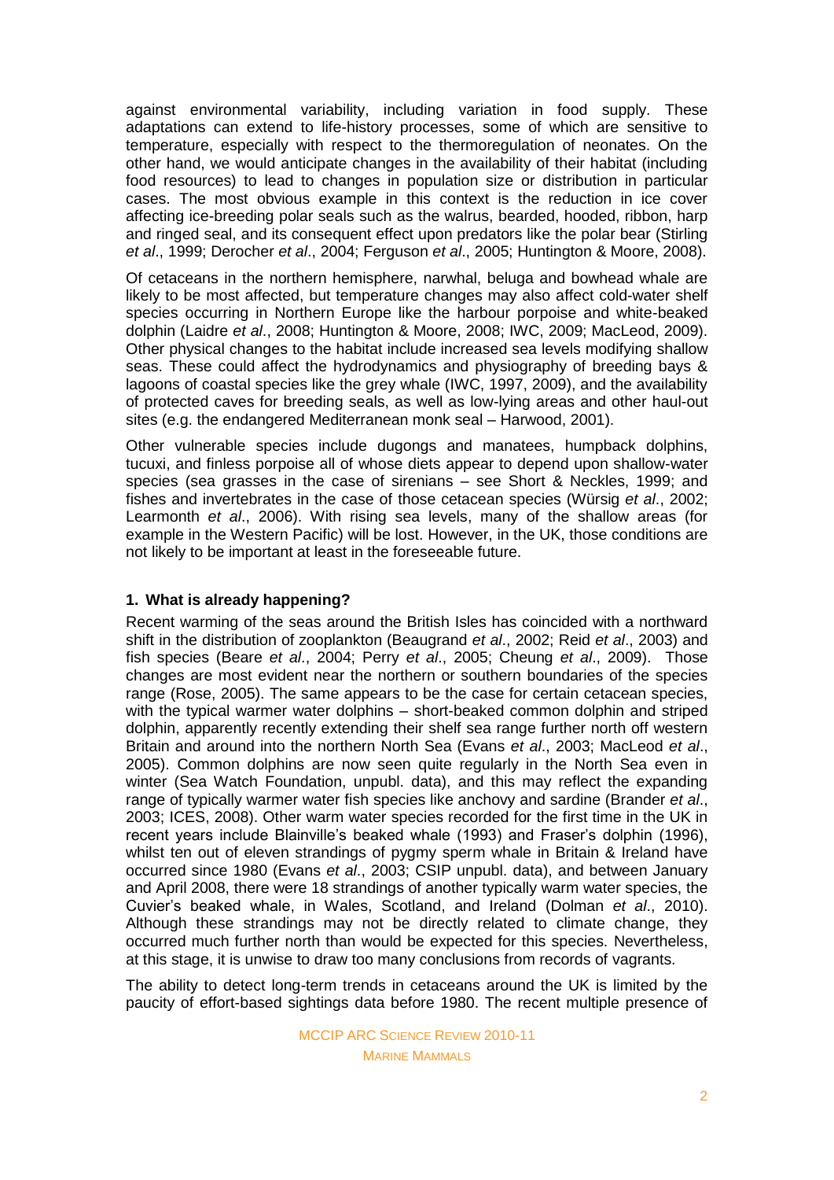against environmental variability, including variation in food supply. These adaptations can extend to life-history processes, some of which are sensitive to temperature, especially with respect to the thermoregulation of neonates. On the other hand, we would anticipate changes in the availability of their habitat (including food resources) to lead to changes in population size or distribution in particular cases. The most obvious example in this context is the reduction in ice cover affecting ice-breeding polar seals such as the walrus, bearded, hooded, ribbon, harp and ringed seal, and its consequent effect upon predators like the polar bear (Stirling *et al*., 1999; Derocher *et al*., 2004; Ferguson *et al*., 2005; Huntington & Moore, 2008).

Of cetaceans in the northern hemisphere, narwhal, beluga and bowhead whale are likely to be most affected, but temperature changes may also affect cold-water shelf species occurring in Northern Europe like the harbour porpoise and white-beaked dolphin (Laidre *et al*., 2008; Huntington & Moore, 2008; IWC, 2009; MacLeod, 2009). Other physical changes to the habitat include increased sea levels modifying shallow seas. These could affect the hydrodynamics and physiography of breeding bays & lagoons of coastal species like the grey whale (IWC, 1997, 2009), and the availability of protected caves for breeding seals, as well as low-lying areas and other haul-out sites (e.g. the endangered Mediterranean monk seal – Harwood, 2001).

Other vulnerable species include dugongs and manatees, humpback dolphins, tucuxi, and finless porpoise all of whose diets appear to depend upon shallow-water species (sea grasses in the case of sirenians – see Short & Neckles, 1999; and fishes and invertebrates in the case of those cetacean species (Würsig *et al*., 2002; Learmonth *et al*., 2006). With rising sea levels, many of the shallow areas (for example in the Western Pacific) will be lost. However, in the UK, those conditions are not likely to be important at least in the foreseeable future.

## 1. What is already happening?

Recent warming of the seas around the British Isles has coincided with a northward shift in the distribution of zooplankton (Beaugrand *et al*., 2002; Reid *et al*., 2003) and fish species (Beare *et al*., 2004; Perry *et al*., 2005; Cheung *et al*., 2009). Those changes are most evident near the northern or southern boundaries of the species range (Rose, 2005). The same appears to be the case for certain cetacean species, with the typical warmer water dolphins – short-beaked common dolphin and striped dolphin, apparently recently extending their shelf sea range further north off western Britain and around into the northern North Sea (Evans *et al*., 2003; MacLeod *et al*., 2005). Common dolphins are now seen quite regularly in the North Sea even in winter (Sea Watch Foundation, unpubl. data), and this may reflect the expanding range of typically warmer water fish species like anchovy and sardine (Brander *et al*., 2003; ICES, 2008). Other warm water species recorded for the first time in the UK in recent years include Blainville's beaked whale (1993) and Fraser's dolphin (1996), whilst ten out of eleven strandings of pygmy sperm whale in Britain & Ireland have occurred since 1980 (Evans *et al*., 2003; CSIP unpubl. data), and between January and April 2008, there were 18 strandings of another typically warm water species, the Cuvier's beaked whale, in Wales, Scotland, and Ireland (Dolman *et al*., 2010). Although these strandings may not be directly related to climate change, they occurred much further north than would be expected for this species. Nevertheless, at this stage, it is unwise to draw too many conclusions from records of vagrants.

The ability to detect long-term trends in cetaceans around the UK is limited by the paucity of effort-based sightings data before 1980. The recent multiple presence of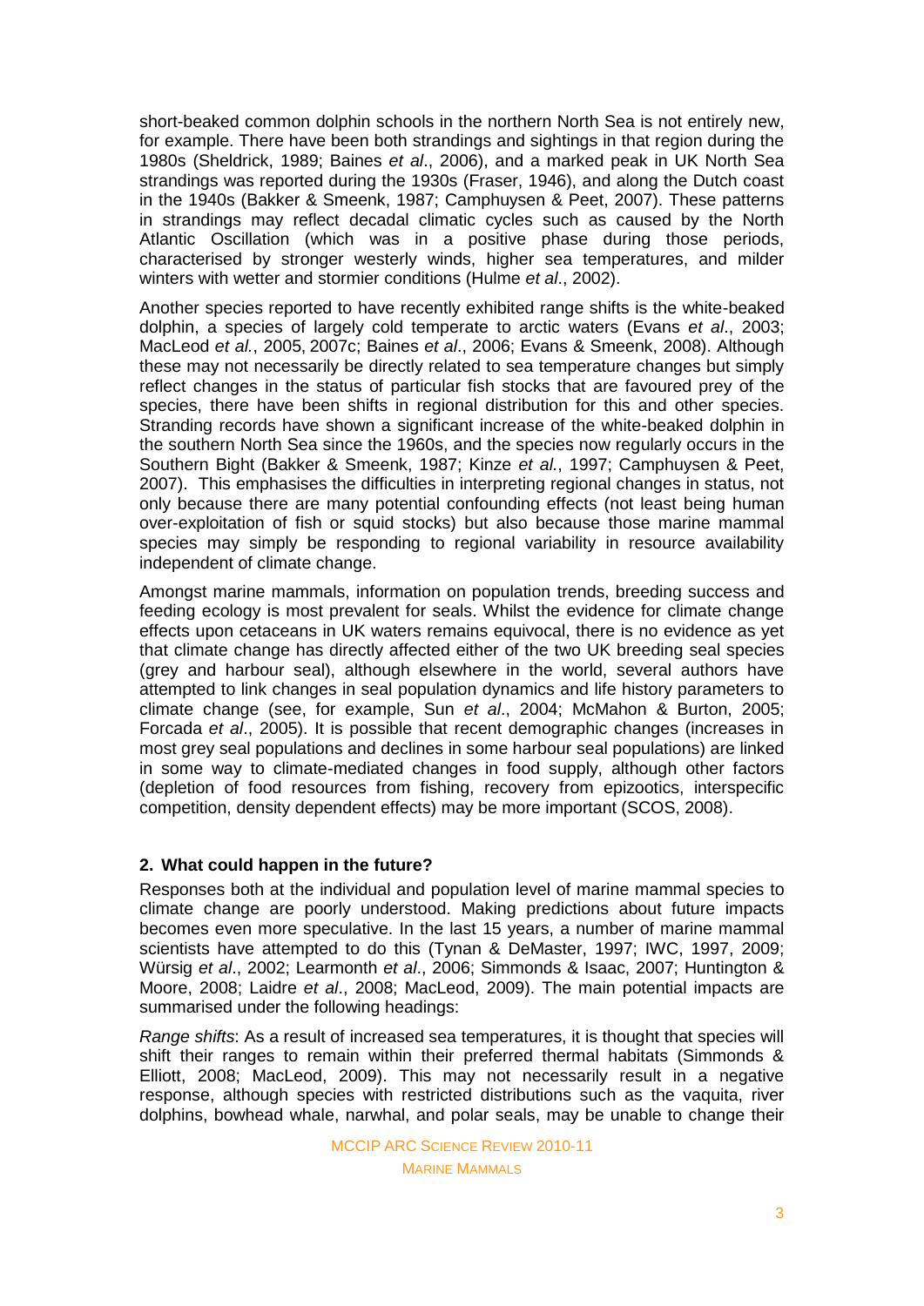short-beaked common dolphin schools in the northern North Sea is not entirely new, for example. There have been both strandings and sightings in that region during the 1980s (Sheldrick, 1989; Baines *et al*., 2006), and a marked peak in UK North Sea strandings was reported during the 1930s (Fraser, 1946), and along the Dutch coast in the 1940s (Bakker & Smeenk, 1987; Camphuysen & Peet, 2007). These patterns in strandings may reflect decadal climatic cycles such as caused by the North Atlantic Oscillation (which was in a positive phase during those periods, characterised by stronger westerly winds, higher sea temperatures, and milder winters with wetter and stormier conditions (Hulme *et al*., 2002).

Another species reported to have recently exhibited range shifts is the white-beaked dolphin, a species of largely cold temperate to arctic waters (Evans *et al*., 2003; MacLeod *et al.*, 2005, 2007c; Baines *et al*., 2006; Evans & Smeenk, 2008). Although these may not necessarily be directly related to sea temperature changes but simply reflect changes in the status of particular fish stocks that are favoured prey of the species, there have been shifts in regional distribution for this and other species. Stranding records have shown a significant increase of the white-beaked dolphin in the southern North Sea since the 1960s, and the species now regularly occurs in the Southern Bight (Bakker & Smeenk, 1987; Kinze *et al.*, 1997; Camphuysen & Peet, 2007). This emphasises the difficulties in interpreting regional changes in status, not only because there are many potential confounding effects (not least being human over-exploitation of fish or squid stocks) but also because those marine mammal species may simply be responding to regional variability in resource availability independent of climate change.

Amongst marine mammals, information on population trends, breeding success and feeding ecology is most prevalent for seals. Whilst the evidence for climate change effects upon cetaceans in UK waters remains equivocal, there is no evidence as yet that climate change has directly affected either of the two UK breeding seal species (grey and harbour seal), although elsewhere in the world, several authors have attempted to link changes in seal population dynamics and life history parameters to climate change (see, for example, Sun *et al*., 2004; McMahon & Burton, 2005; Forcada *et al*., 2005). It is possible that recent demographic changes (increases in most grey seal populations and declines in some harbour seal populations) are linked in some way to climate-mediated changes in food supply, although other factors (depletion of food resources from fishing, recovery from epizootics, interspecific competition, density dependent effects) may be more important (SCOS, 2008).

## 2. What could happen in the future?

Responses both at the individual and population level of marine mammal species to climate change are poorly understood. Making predictions about future impacts becomes even more speculative. In the last 15 years, a number of marine mammal scientists have attempted to do this (Tynan & DeMaster, 1997; IWC, 1997, 2009; Würsig *et al*., 2002; Learmonth *et al*., 2006; Simmonds & Isaac, 2007; Huntington & Moore, 2008; Laidre *et al*., 2008; MacLeod, 2009). The main potential impacts are summarised under the following headings:

*Range shifts*: As a result of increased sea temperatures, it is thought that species will shift their ranges to remain within their preferred thermal habitats (Simmonds & Elliott, 2008; MacLeod, 2009). This may not necessarily result in a negative response, although species with restricted distributions such as the vaquita, river dolphins, bowhead whale, narwhal, and polar seals, may be unable to change their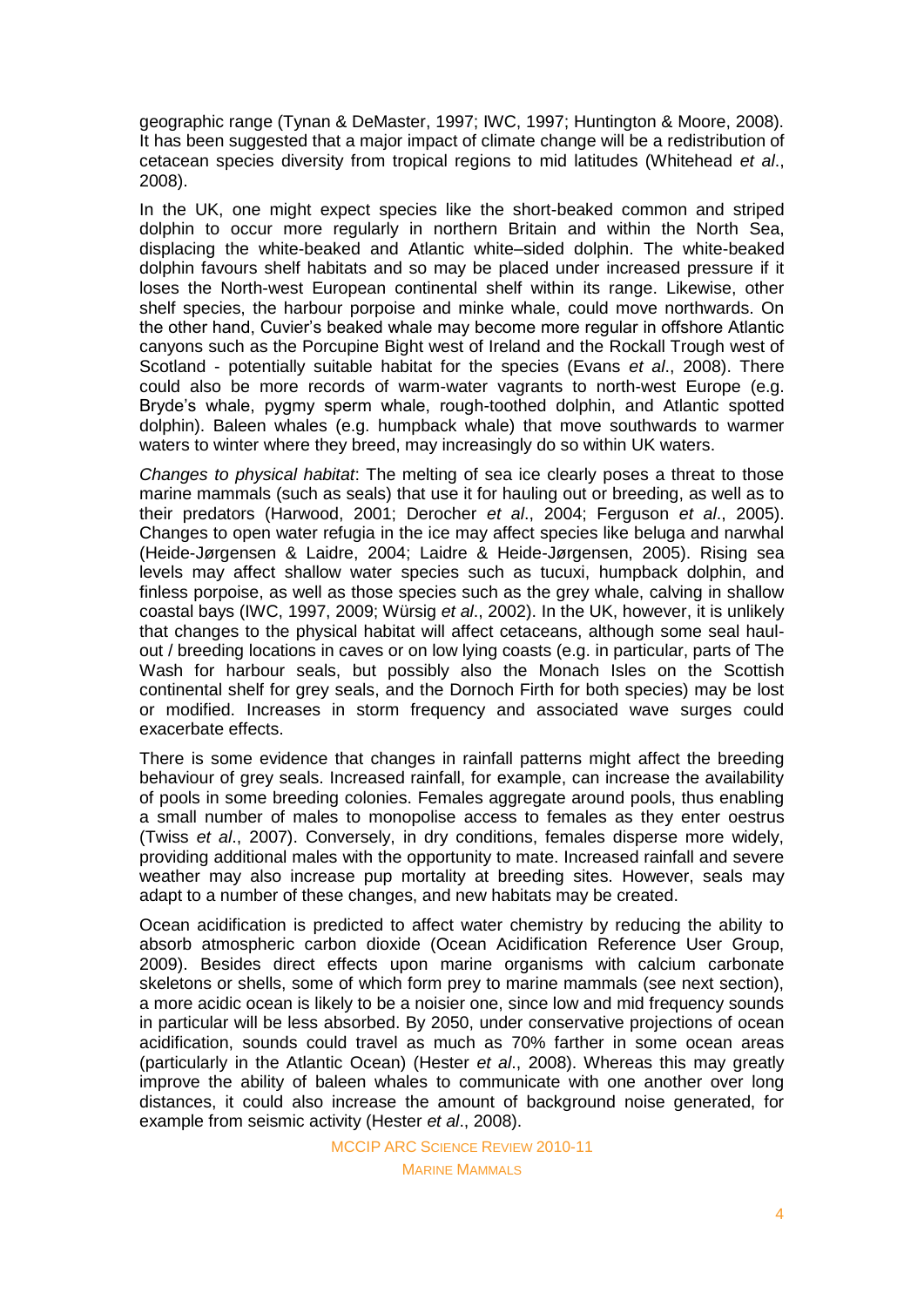geographic range (Tynan & DeMaster, 1997; IWC, 1997; Huntington & Moore, 2008). It has been suggested that a major impact of climate change will be a redistribution of cetacean species diversity from tropical regions to mid latitudes (Whitehead *et al*., 2008).

In the UK, one might expect species like the short-beaked common and striped dolphin to occur more regularly in northern Britain and within the North Sea, displacing the white-beaked and Atlantic white–sided dolphin. The white-beaked dolphin favours shelf habitats and so may be placed under increased pressure if it loses the North-west European continental shelf within its range. Likewise, other shelf species, the harbour porpoise and minke whale, could move northwards. On the other hand, Cuvier's beaked whale may become more regular in offshore Atlantic canyons such as the Porcupine Bight west of Ireland and the Rockall Trough west of Scotland - potentially suitable habitat for the species (Evans *et al*., 2008). There could also be more records of warm-water vagrants to north-west Europe (e.g. Bryde's whale, pygmy sperm whale, rough-toothed dolphin, and Atlantic spotted dolphin). Baleen whales (e.g. humpback whale) that move southwards to warmer waters to winter where they breed, may increasingly do so within UK waters.

*Changes to physical habitat*: The melting of sea ice clearly poses a threat to those marine mammals (such as seals) that use it for hauling out or breeding, as well as to their predators (Harwood, 2001; Derocher *et al*., 2004; Ferguson *et al*., 2005). Changes to open water refugia in the ice may affect species like beluga and narwhal (Heide-Jørgensen & Laidre, 2004; Laidre & Heide-Jørgensen, 2005). Rising sea levels may affect shallow water species such as tucuxi, humpback dolphin, and finless porpoise, as well as those species such as the grey whale, calving in shallow coastal bays (IWC, 1997, 2009; Würsig *et al*., 2002). In the UK, however, it is unlikely that changes to the physical habitat will affect cetaceans, although some seal haul-out / breeding locations in caves or on low lying coasts (e.g. in particular, parts of The Wash for harbour seals, but possibly also the Monach Isles on the Scottish continental shelf for grey seals, and the Dornoch Firth for both species) may be lost or modified. Increases in storm frequency and associated wave surges could exacerbate effects.

There is some evidence that changes in rainfall patterns might affect the breeding behaviour of grey seals. Increased rainfall, for example, can increase the availability of pools in some breeding colonies. Females aggregate around pools, thus enabling a small number of males to monopolise access to females as they enter oestrus (Twiss *et al*., 2007). Conversely, in dry conditions, females disperse more widely, providing additional males with the opportunity to mate. Increased rainfall and severe weather may also increase pup mortality at breeding sites. However, seals may adapt to a number of these changes, and new habitats may be created.

Ocean acidification is predicted to affect water chemistry by reducing the ability to absorb atmospheric carbon dioxide (Ocean Acidification Reference User Group, 2009). Besides direct effects upon marine organisms with calcium carbonate skeletons or shells, some of which form prey to marine mammals (see next section), a more acidic ocean is likely to be a noisier one, since low and mid frequency sounds in particular will be less absorbed. By 2050, under conservative projections of ocean acidification, sounds could travel as much as 70% farther in some ocean areas (particularly in the Atlantic Ocean) (Hester *et al*., 2008). Whereas this may greatly improve the ability of baleen whales to communicate with one another over long distances, it could also increase the amount of background noise generated, for example from seismic activity (Hester *et al*., 2008).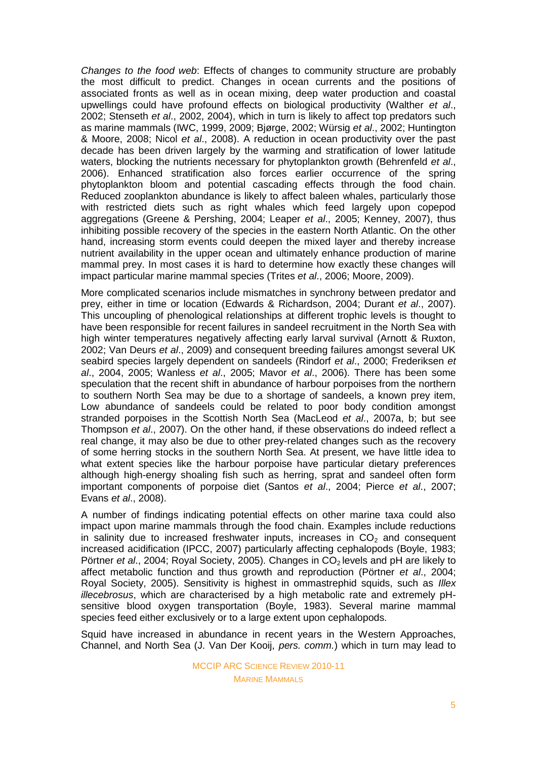*Changes to the food web*: Effects of changes to community structure are probably the most difficult to predict. Changes in ocean currents and the positions of associated fronts as well as in ocean mixing, deep water production and coastal upwellings could have profound effects on biological productivity (Walther *et al*., 2002; Stenseth *et al*., 2002, 2004), which in turn is likely to affect top predators such as marine mammals (IWC, 1999, 2009; Bjørge, 2002; Würsig *et al*., 2002; Huntington & Moore, 2008; Nicol *et al*., 2008). A reduction in ocean productivity over the past decade has been driven largely by the warming and stratification of lower latitude waters, blocking the nutrients necessary for phytoplankton growth (Behrenfeld *et al*., 2006). Enhanced stratification also forces earlier occurrence of the spring phytoplankton bloom and potential cascading effects through the food chain. Reduced zooplankton abundance is likely to affect baleen whales, particularly those with restricted diets such as right whales which feed largely upon copepod aggregations (Greene & Pershing, 2004; Leaper *et al*., 2005; Kenney, 2007), thus inhibiting possible recovery of the species in the eastern North Atlantic. On the other hand, increasing storm events could deepen the mixed layer and thereby increase nutrient availability in the upper ocean and ultimately enhance production of marine mammal prey. In most cases it is hard to determine how exactly these changes will impact particular marine mammal species (Trites *et al*., 2006; Moore, 2009).

More complicated scenarios include mismatches in synchrony between predator and prey, either in time or location (Edwards & Richardson, 2004; Durant *et al*., 2007). This uncoupling of phenological relationships at different trophic levels is thought to have been responsible for recent failures in sandeel recruitment in the North Sea with high winter temperatures negatively affecting early larval survival (Arnott & Ruxton, 2002; Van Deurs *et al*., 2009) and consequent breeding failures amongst several UK seabird species largely dependent on sandeels (Rindorf *et al*., 2000; Frederiksen *et al*., 2004, 2005; Wanless *et al*., 2005; Mavor *et al*., 2006). There has been some speculation that the recent shift in abundance of harbour porpoises from the northern to southern North Sea may be due to a shortage of sandeels, a known prey item, Low abundance of sandeels could be related to poor body condition amongst stranded porpoises in the Scottish North Sea (MacLeod *et al*., 2007a, b; but see Thompson *et al*., 2007). On the other hand, if these observations do indeed reflect a real change, it may also be due to other prey-related changes such as the recovery of some herring stocks in the southern North Sea. At present, we have little idea to what extent species like the harbour porpoise have particular dietary preferences although high-energy shoaling fish such as herring, sprat and sandeel often form important components of porpoise diet (Santos *et al*., 2004; Pierce *et al*., 2007; Evans *et al*., 2008).

A number of findings indicating potential effects on other marine taxa could also impact upon marine mammals through the food chain. Examples include reductions in salinity due to increased freshwater inputs, increases in $CO_2$ and consequent increased acidification (IPCC, 2007) particularly affecting cephalopods (Boyle, 1983; Pörtner *et al*., 2004; Royal Society, 2005). Changes in $CO_2$ levels and pH are likely to affect metabolic function and thus growth and reproduction (Pörtner *et al*., 2004; Royal Society, 2005). Sensitivity is highest in ommastrephid squids, such as *Illex illecebrosus*, which are characterised by a high metabolic rate and extremely pH-sensitive blood oxygen transportation (Boyle, 1983). Several marine mammal species feed either exclusively or to a large extent upon cephalopods.

Squid have increased in abundance in recent years in the Western Approaches, Channel, and North Sea (J. Van Der Kooij, *pers. comm.*) which in turn may lead to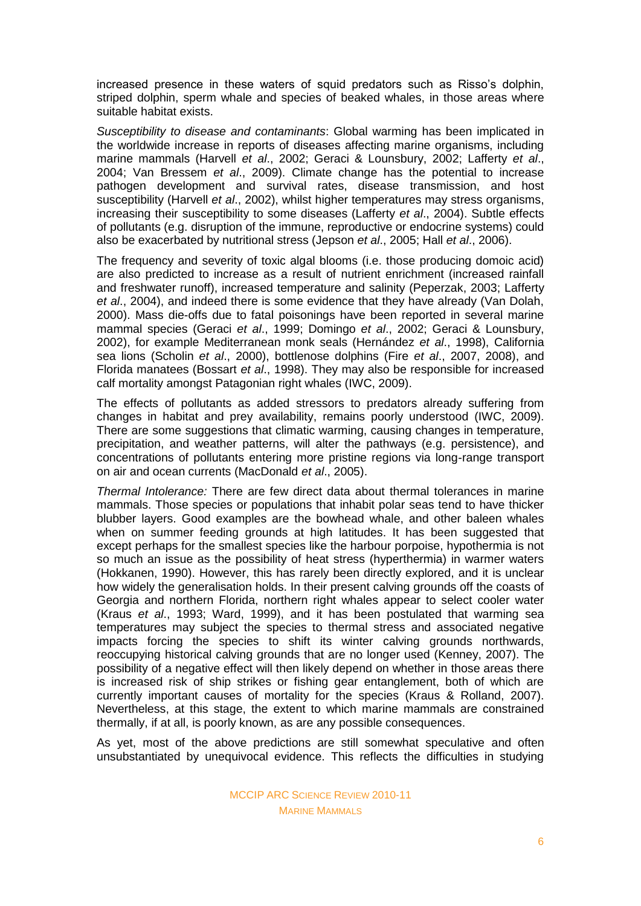increased presence in these waters of squid predators such as Risso's dolphin, striped dolphin, sperm whale and species of beaked whales, in those areas where suitable habitat exists.

*Susceptibility to disease and contaminants*: Global warming has been implicated in the worldwide increase in reports of diseases affecting marine organisms, including marine mammals (Harvell *et al*., 2002; Geraci & Lounsbury, 2002; Lafferty *et al*., 2004; Van Bressem *et al*., 2009). Climate change has the potential to increase pathogen development and survival rates, disease transmission, and host susceptibility (Harvell *et al*., 2002), whilst higher temperatures may stress organisms, increasing their susceptibility to some diseases (Lafferty *et al*., 2004). Subtle effects of pollutants (e.g. disruption of the immune, reproductive or endocrine systems) could also be exacerbated by nutritional stress (Jepson *et al*., 2005; Hall *et al*., 2006).

The frequency and severity of toxic algal blooms (i.e. those producing domoic acid) are also predicted to increase as a result of nutrient enrichment (increased rainfall and freshwater runoff), increased temperature and salinity (Peperzak, 2003; Lafferty *et al*., 2004), and indeed there is some evidence that they have already (Van Dolah, 2000). Mass die-offs due to fatal poisonings have been reported in several marine mammal species (Geraci *et al*., 1999; Domingo *et al*., 2002; Geraci & Lounsbury, 2002), for example Mediterranean monk seals (Hernández *et al*., 1998), California sea lions (Scholin *et al*., 2000), bottlenose dolphins (Fire *et al*., 2007, 2008), and Florida manatees (Bossart *et al*., 1998). They may also be responsible for increased calf mortality amongst Patagonian right whales (IWC, 2009).

The effects of pollutants as added stressors to predators already suffering from changes in habitat and prey availability, remains poorly understood (IWC, 2009). There are some suggestions that climatic warming, causing changes in temperature, precipitation, and weather patterns, will alter the pathways (e.g. persistence), and concentrations of pollutants entering more pristine regions via long-range transport on air and ocean currents (MacDonald *et al*., 2005).

*Thermal Intolerance:* There are few direct data about thermal tolerances in marine mammals. Those species or populations that inhabit polar seas tend to have thicker blubber layers. Good examples are the bowhead whale, and other baleen whales when on summer feeding grounds at high latitudes. It has been suggested that except perhaps for the smallest species like the harbour porpoise, hypothermia is not so much an issue as the possibility of heat stress (hyperthermia) in warmer waters (Hokkanen, 1990). However, this has rarely been directly explored, and it is unclear how widely the generalisation holds. In their present calving grounds off the coasts of Georgia and northern Florida, northern right whales appear to select cooler water (Kraus *et al*., 1993; Ward, 1999), and it has been postulated that warming sea temperatures may subject the species to thermal stress and associated negative impacts forcing the species to shift its winter calving grounds northwards, reoccupying historical calving grounds that are no longer used (Kenney, 2007). The possibility of a negative effect will then likely depend on whether in those areas there is increased risk of ship strikes or fishing gear entanglement, both of which are currently important causes of mortality for the species (Kraus & Rolland, 2007). Nevertheless, at this stage, the extent to which marine mammals are constrained thermally, if at all, is poorly known, as are any possible consequences.

As yet, most of the above predictions are still somewhat speculative and often unsubstantiated by unequivocal evidence. This reflects the difficulties in studying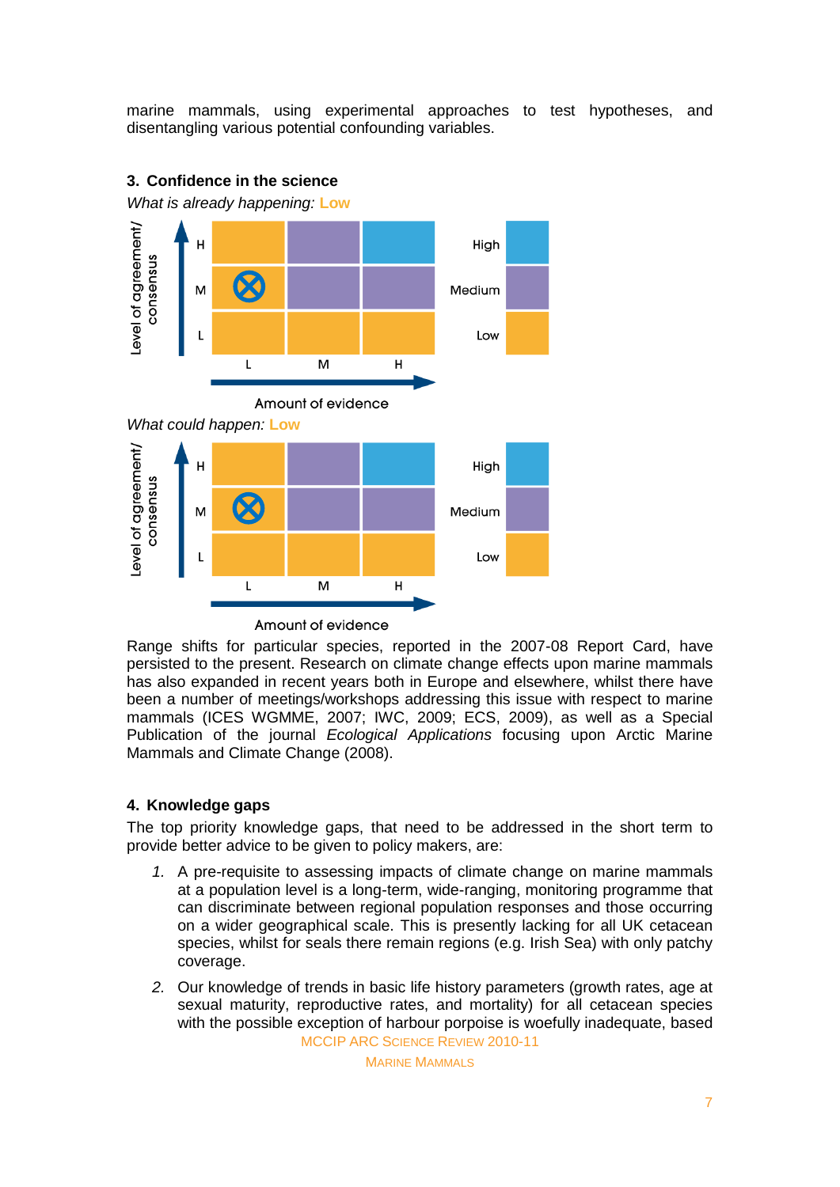marine mammals, using experimental approaches to test hypotheses, and disentangling various potential confounding variables.

### 3. Confidence in the science

*What is already happening:* Low

*What could happen:* Low

Range shifts for particular species, reported in the 2007-08 Report Card, have persisted to the present. Research on climate change effects upon marine mammals has also expanded in recent years both in Europe and elsewhere, whilst there have been a number of meetings/workshops addressing this issue with respect to marine mammals (ICES WGMME, 2007; IWC, 2009; ECS, 2009), as well as a Special Publication of the journal *Ecological Applications* focusing upon Arctic Marine Mammals and Climate Change (2008).

### 4. Knowledge gaps

The top priority knowledge gaps, that need to be addressed in the short term to provide better advice to be given to policy makers, are:

1. A pre-requisite to assessing impacts of climate change on marine mammals at a population level is a long-term, wide-ranging, monitoring programme that can discriminate between regional population responses and those occurring on a wider geographical scale. This is presently lacking for all UK cetacean species, whilst for seals there remain regions (e.g. Irish Sea) with only patchy coverage.
2. Our knowledge of trends in basic life history parameters (growth rates, age at sexual maturity, reproductive rates, and mortality) for all cetacean species with the possible exception of harbour porpoise is woefully inadequate, based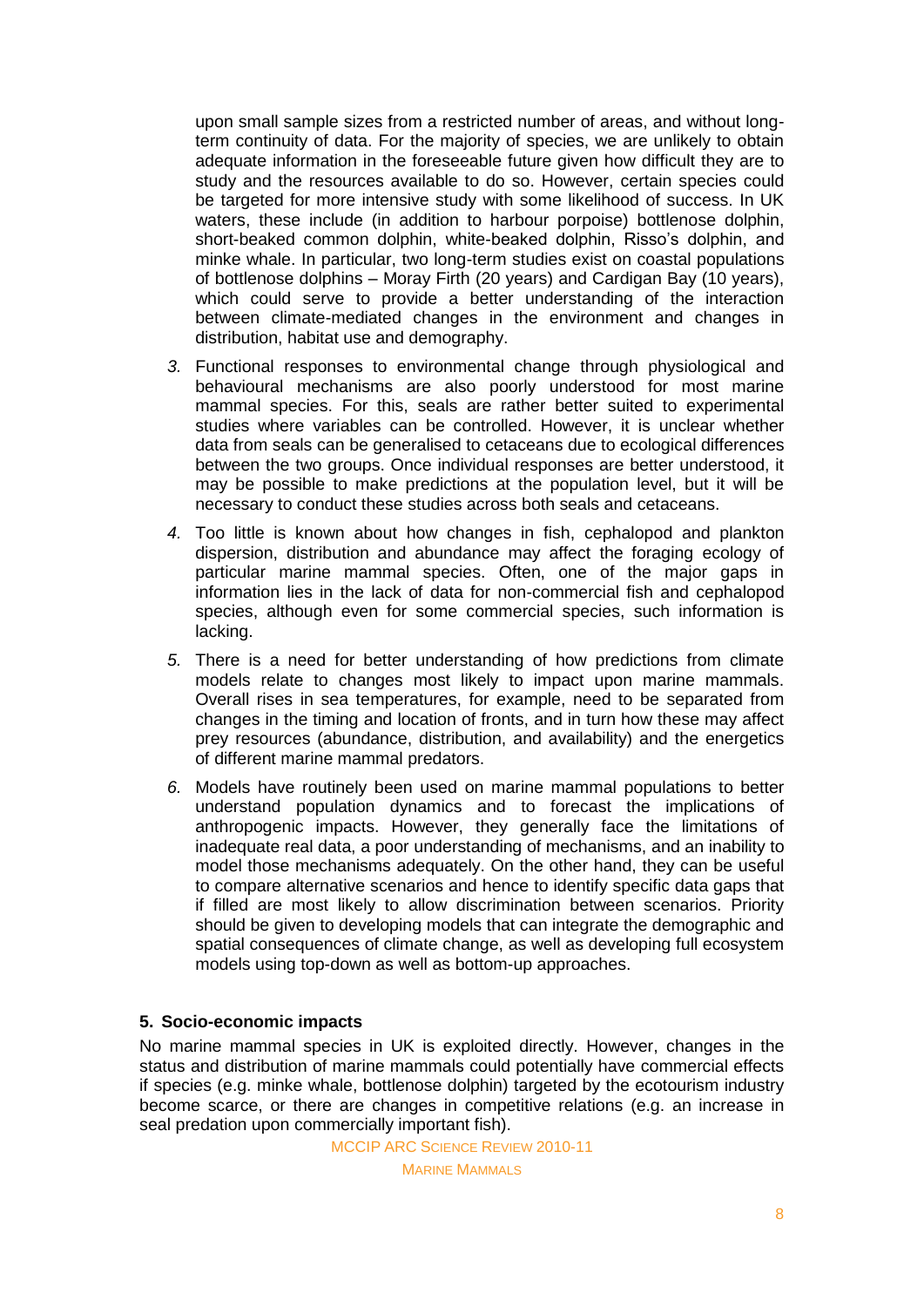upon small sample sizes from a restricted number of areas, and without long-term continuity of data. For the majority of species, we are unlikely to obtain adequate information in the foreseeable future given how difficult they are to study and the resources available to do so. However, certain species could be targeted for more intensive study with some likelihood of success. In UK waters, these include (in addition to harbour porpoise) bottlenose dolphin, short-beaked common dolphin, white-beaked dolphin, Risso's dolphin, and minke whale. In particular, two long-term studies exist on coastal populations of bottlenose dolphins – Moray Firth (20 years) and Cardigan Bay (10 years), which could serve to provide a better understanding of the interaction between climate-mediated changes in the environment and changes in distribution, habitat use and demography.

3. Functional responses to environmental change through physiological and behavioural mechanisms are also poorly understood for most marine mammal species. For this, seals are rather better suited to experimental studies where variables can be controlled. However, it is unclear whether data from seals can be generalised to cetaceans due to ecological differences between the two groups. Once individual responses are better understood, it may be possible to make predictions at the population level, but it will be necessary to conduct these studies across both seals and cetaceans.
4. Too little is known about how changes in fish, cephalopod and plankton dispersion, distribution and abundance may affect the foraging ecology of particular marine mammal species. Often, one of the major gaps in information lies in the lack of data for non-commercial fish and cephalopod species, although even for some commercial species, such information is lacking.
5. There is a need for better understanding of how predictions from climate models relate to changes most likely to impact upon marine mammals. Overall rises in sea temperatures, for example, need to be separated from changes in the timing and location of fronts, and in turn how these may affect prey resources (abundance, distribution, and availability) and the energetics of different marine mammal predators.
6. Models have routinely been used on marine mammal populations to better understand population dynamics and to forecast the implications of anthropogenic impacts. However, they generally face the limitations of inadequate real data, a poor understanding of mechanisms, and an inability to model those mechanisms adequately. On the other hand, they can be useful to compare alternative scenarios and hence to identify specific data gaps that if filled are most likely to allow discrimination between scenarios. Priority should be given to developing models that can integrate the demographic and spatial consequences of climate change, as well as developing full ecosystem models using top-down as well as bottom-up approaches.

## 5. Socio-economic impacts

No marine mammal species in UK is exploited directly. However, changes in the status and distribution of marine mammals could potentially have commercial effects if species (e.g. minke whale, bottlenose dolphin) targeted by the ecotourism industry become scarce, or there are changes in competitive relations (e.g. an increase in seal predation upon commercially important fish).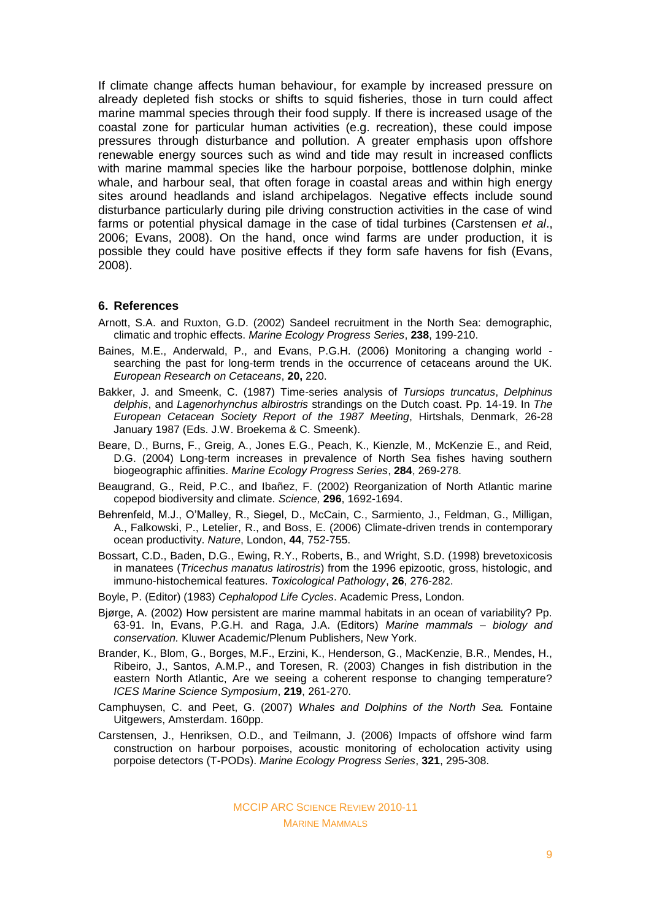If climate change affects human behaviour, for example by increased pressure on already depleted fish stocks or shifts to squid fisheries, those in turn could affect marine mammal species through their food supply. If there is increased usage of the coastal zone for particular human activities (e.g. recreation), these could impose pressures through disturbance and pollution. A greater emphasis upon offshore renewable energy sources such as wind and tide may result in increased conflicts with marine mammal species like the harbour porpoise, bottlenose dolphin, minke whale, and harbour seal, that often forage in coastal areas and within high energy sites around headlands and island archipelagos. Negative effects include sound disturbance particularly during pile driving construction activities in the case of wind farms or potential physical damage in the case of tidal turbines (Carstensen *et al*., 2006; Evans, 2008). On the hand, once wind farms are under production, it is possible they could have positive effects if they form safe havens for fish (Evans, 2008).

## 6. References

Arnott, S.A. and Ruxton, G.D. (2002) Sandeel recruitment in the North Sea: demographic, climatic and trophic effects. *Marine Ecology Progress Series*, **238**, 199-210.

Baines, M.E., Anderwald, P., and Evans, P.G.H. (2006) Monitoring a changing world - searching the past for long-term trends in the occurrence of cetaceans around the UK. *European Research on Cetaceans*, **20,** 220.

Bakker, J. and Smeenk, C. (1987) Time-series analysis of *Tursiops truncatus*, *Delphinus delphis*, and *Lagenorhynchus albirostris* strandings on the Dutch coast. Pp. 14-19. In *The European Cetacean Society Report of the 1987 Meeting*, Hirtshals, Denmark, 26-28 January 1987 (Eds. J.W. Broekema & C. Smeenk).

Beare, D., Burns, F., Greig, A., Jones E.G., Peach, K., Kienzle, M., McKenzie E., and Reid, D.G. (2004) Long-term increases in prevalence of North Sea fishes having southern biogeographic affinities. *Marine Ecology Progress Series*, **284**, 269-278.

Beaugrand, G., Reid, P.C., and Ibañez, F. (2002) Reorganization of North Atlantic marine copepod biodiversity and climate. *Science,* **296**, 1692-1694.

Behrenfeld, M.J., O'Malley, R., Siegel, D., McCain, C., Sarmiento, J., Feldman, G., Milligan, A., Falkowski, P., Letelier, R., and Boss, E. (2006) Climate-driven trends in contemporary ocean productivity. *Nature*, London, **44**, 752-755.

Bossart, C.D., Baden, D.G., Ewing, R.Y., Roberts, B., and Wright, S.D. (1998) brevetoxicosis in manatees (*Tricechus manatus latirostris*) from the 1996 epizootic, gross, histologic, and immuno-histochemical features. *Toxicological Pathology*, **26**, 276-282.

Boyle, P. (Editor) (1983) *Cephalopod Life Cycles*. Academic Press, London.

Bjørge, A. (2002) How persistent are marine mammal habitats in an ocean of variability? Pp. 63-91. In, Evans, P.G.H. and Raga, J.A. (Editors) *Marine mammals – biology and conservation.* Kluwer Academic/Plenum Publishers, New York.

Brander, K., Blom, G., Borges, M.F., Erzini, K., Henderson, G., MacKenzie, B.R., Mendes, H., Ribeiro, J., Santos, A.M.P., and Toresen, R. (2003) Changes in fish distribution in the eastern North Atlantic, Are we seeing a coherent response to changing temperature? *ICES Marine Science Symposium*, **219**, 261-270.

Camphuysen, C. and Peet, G. (2007) *Whales and Dolphins of the North Sea.* Fontaine Uitgewers, Amsterdam. 160pp.

Carstensen, J., Henriksen, O.D., and Teilmann, J. (2006) Impacts of offshore wind farm construction on harbour porpoises, acoustic monitoring of echolocation activity using porpoise detectors (T-PODs). *Marine Ecology Progress Series*, **321**, 295-308.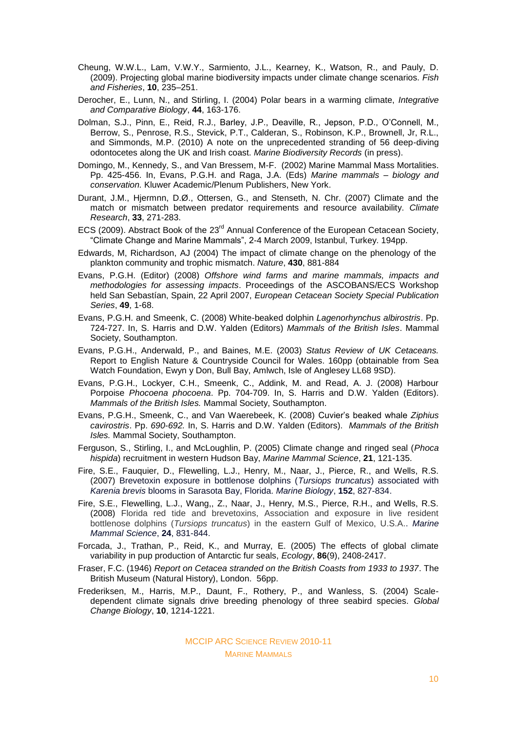Cheung, W.W.L., Lam, V.W.Y., Sarmiento, J.L., Kearney, K., Watson, R., and Pauly, D. (2009). Projecting global marine biodiversity impacts under climate change scenarios. *Fish and Fisheries*, **10**, 235–251.

Derocher, E., Lunn, N., and Stirling, I. (2004) Polar bears in a warming climate, *Integrative and Comparative Biology*, **44**, 163-176.

Dolman, S.J., Pinn, E., Reid, R.J., Barley, J.P., Deaville, R., Jepson, P.D., O'Connell, M., Berrow, S., Penrose, R.S., Stevick, P.T., Calderan, S., Robinson, K.P., Brownell, Jr, R.L., and Simmonds, M.P. (2010) A note on the unprecedented stranding of 56 deep-diving odontocetes along the UK and Irish coast. *Marine Biodiversity Records* (in press).

Domingo, M., Kennedy, S., and Van Bressem, M-F. (2002) Marine Mammal Mass Mortalities. Pp. 425-456. In, Evans, P.G.H. and Raga, J.A. (Eds) *Marine mammals – biology and conservation.* Kluwer Academic/Plenum Publishers, New York.

Durant, J.M., Hjermnn, D.Ø., Ottersen, G., and Stenseth, N. Chr. (2007) Climate and the match or mismatch between predator requirements and resource availability. *Climate Research*, **33**, 271-283.

ECS (2009). Abstract Book of the 23rd Annual Conference of the European Cetacean Society, "Climate Change and Marine Mammals", 2-4 March 2009, Istanbul, Turkey. 194pp.

Edwards, M, Richardson, AJ (2004) The impact of climate change on the phenology of the plankton community and trophic mismatch. *Nature*, **430**, 881-884

Evans, P.G.H. (Editor) (2008) *Offshore wind farms and marine mammals, impacts and methodologies for assessing impacts*. Proceedings of the ASCOBANS/ECS Workshop held San Sebastían, Spain, 22 April 2007, *European Cetacean Society Special Publication Series*, **49**, 1-68.

Evans, P.G.H. and Smeenk, C. (2008) White-beaked dolphin *Lagenorhynchus albirostris*. Pp. 724-727. In, S. Harris and D.W. Yalden (Editors) *Mammals of the British Isles*. Mammal Society, Southampton.

Evans, P.G.H., Anderwald, P., and Baines, M.E. (2003) *Status Review of UK Cetaceans.* Report to English Nature & Countryside Council for Wales. 160pp (obtainable from Sea Watch Foundation, Ewyn y Don, Bull Bay, Amlwch, Isle of Anglesey LL68 9SD).

Evans, P.G.H., Lockyer, C.H., Smeenk, C., Addink, M. and Read, A. J. (2008) Harbour Porpoise *Phocoena phocoena*. Pp. 704-709. In, S. Harris and D.W. Yalden (Editors). *Mammals of the British Isles.* Mammal Society, Southampton.

Evans, P.G.H., Smeenk, C., and Van Waerebeek, K. (2008) Cuvier's beaked whale *Ziphius cavirostris*. Pp. *690-692.* In, S. Harris and D.W. Yalden (Editors). *Mammals of the British Isles.* Mammal Society, Southampton.

Ferguson, S., Stirling, I., and McLoughlin, P. (2005) Climate change and ringed seal (*Phoca hispida*) recruitment in western Hudson Bay, *Marine Mammal Science*, **21**, 121-135.

Fire, S.E., Fauquier, D., Flewelling, L.J., Henry, M., Naar, J., Pierce, R., and Wells, R.S. (2007) Brevetoxin exposure in bottlenose dolphins (*Tursiops truncatus*) associated with *Karenia brevis* blooms in Sarasota Bay, Florida. *Marine Biology*, **152**, 827-834.

Fire, S.E., Flewelling, L.J., Wang,, Z., Naar, J., Henry, M.S., Pierce, R.H., and Wells, R.S. (2008) Florida red tide and brevetoxins, Association and exposure in live resident bottlenose dolphins (*Tursiops truncatus*) in the eastern Gulf of Mexico, U.S.A.. *Marine Mammal Science*, **24**, 831-844.

Forcada, J., Trathan, P., Reid, K., and Murray, E. (2005) The effects of global climate variability in pup production of Antarctic fur seals, *Ecology*, **86**(9), 2408-2417.

Fraser, F.C. (1946) *Report on Cetacea stranded on the British Coasts from 1933 to 1937*. The British Museum (Natural History), London. 56pp.

Frederiksen, M., Harris, M.P., Daunt, F., Rothery, P., and Wanless, S. (2004) Scale-dependent climate signals drive breeding phenology of three seabird species. *Global Change Biology*, **10**, 1214-1221.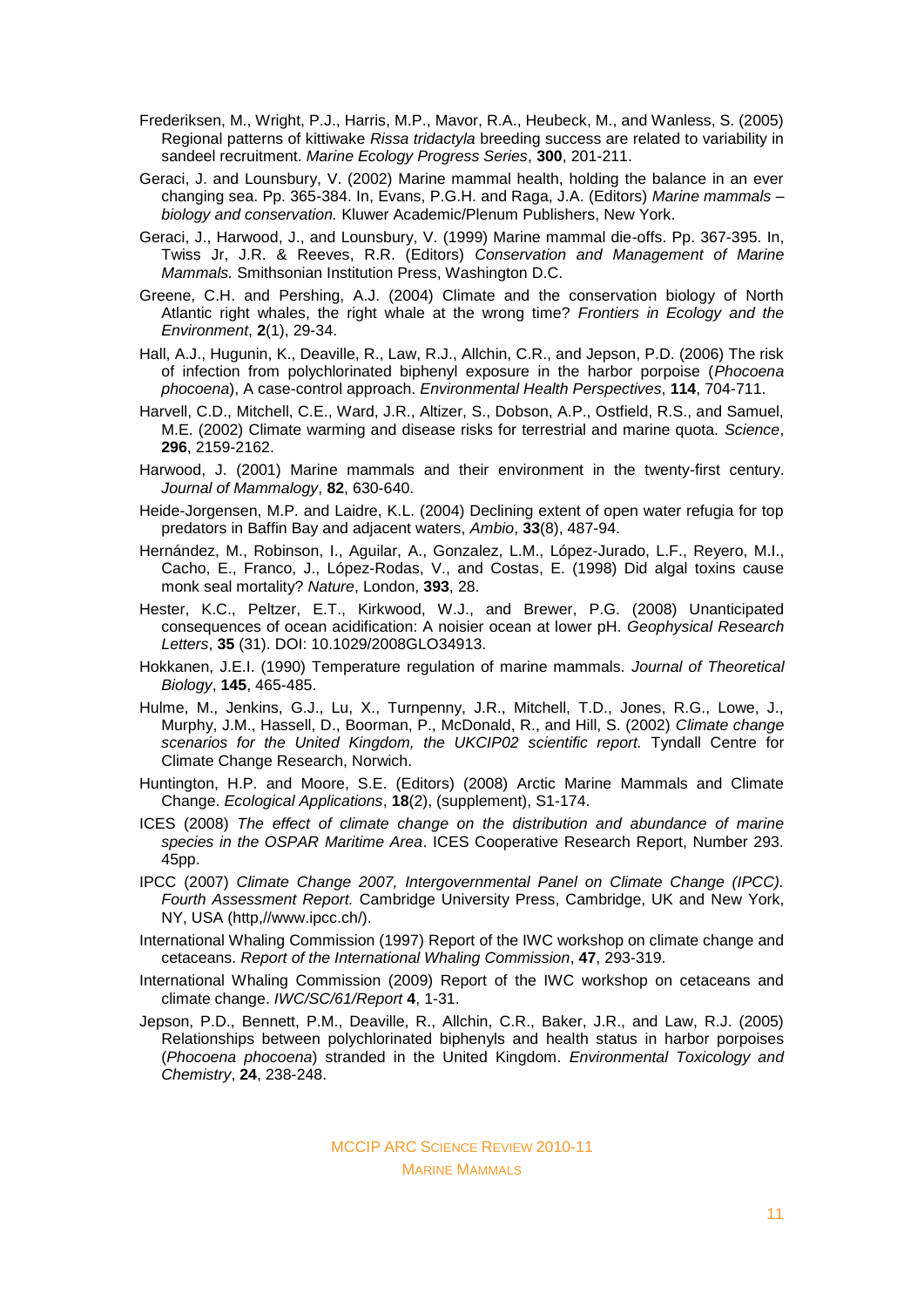Frederiksen, M., Wright, P.J., Harris, M.P., Mavor, R.A., Heubeck, M., and Wanless, S. (2005) Regional patterns of kittiwake *Rissa tridactyla* breeding success are related to variability in sandeel recruitment. *Marine Ecology Progress Series*, **300**, 201-211.

Geraci, J. and Lounsbury, V. (2002) Marine mammal health, holding the balance in an ever changing sea. Pp. 365-384. In, Evans, P.G.H. and Raga, J.A. (Editors) *Marine mammals – biology and conservation.* Kluwer Academic/Plenum Publishers, New York.

Geraci, J., Harwood, J., and Lounsbury, V. (1999) Marine mammal die-offs. Pp. 367-395. In, Twiss Jr, J.R. & Reeves, R.R. (Editors) *Conservation and Management of Marine Mammals.* Smithsonian Institution Press, Washington D.C.

Greene, C.H. and Pershing, A.J. (2004) Climate and the conservation biology of North Atlantic right whales, the right whale at the wrong time? *Frontiers in Ecology and the Environment*, **2**(1), 29-34.

Hall, A.J., Hugunin, K., Deaville, R., Law, R.J., Allchin, C.R., and Jepson, P.D. (2006) The risk of infection from polychlorinated biphenyl exposure in the harbor porpoise (*Phocoena phocoena*), A case-control approach. *Environmental Health Perspectives*, **114**, 704-711.

Harvell, C.D., Mitchell, C.E., Ward, J.R., Altizer, S., Dobson, A.P., Ostfield, R.S., and Samuel, M.E. (2002) Climate warming and disease risks for terrestrial and marine quota. *Science*, **296**, 2159-2162.

Harwood, J. (2001) Marine mammals and their environment in the twenty-first century. *Journal of Mammalogy*, **82**, 630-640.

Heide-Jorgensen, M.P. and Laidre, K.L. (2004) Declining extent of open water refugia for top predators in Baffin Bay and adjacent waters, *Ambio*, **33**(8), 487-94.

Hernández, M., Robinson, I., Aguilar, A., Gonzalez, L.M., López-Jurado, L.F., Reyero, M.I., Cacho, E., Franco, J., López-Rodas, V., and Costas, E. (1998) Did algal toxins cause monk seal mortality? *Nature*, London, **393**, 28.

Hester, K.C., Peltzer, E.T., Kirkwood, W.J., and Brewer, P.G. (2008) Unanticipated consequences of ocean acidification: A noisier ocean at lower pH. *Geophysical Research Letters*, **35** (31). DOI: 10.1029/2008GLO34913.

Hokkanen, J.E.I. (1990) Temperature regulation of marine mammals. *Journal of Theoretical Biology*, **145**, 465-485.

Hulme, M., Jenkins, G.J., Lu, X., Turnpenny, J.R., Mitchell, T.D., Jones, R.G., Lowe, J., Murphy, J.M., Hassell, D., Boorman, P., McDonald, R., and Hill, S. (2002) *Climate change scenarios for the United Kingdom, the UKCIP02 scientific report.* Tyndall Centre for Climate Change Research, Norwich.

Huntington, H.P. and Moore, S.E. (Editors) (2008) Arctic Marine Mammals and Climate Change. *Ecological Applications*, **18**(2), (supplement), S1-174.

ICES (2008) *The effect of climate change on the distribution and abundance of marine species in the OSPAR Maritime Area*. ICES Cooperative Research Report, Number 293. 45pp.

IPCC (2007) *Climate Change 2007, Intergovernmental Panel on Climate Change (IPCC). Fourth Assessment Report.* Cambridge University Press, Cambridge, UK and New York, NY, USA (http,//www.ipcc.ch/).

International Whaling Commission (1997) Report of the IWC workshop on climate change and cetaceans. *Report of the International Whaling Commission*, **47**, 293-319.

International Whaling Commission (2009) Report of the IWC workshop on cetaceans and climate change. *IWC/SC/61/Report* **4**, 1-31.

Jepson, P.D., Bennett, P.M., Deaville, R., Allchin, C.R., Baker, J.R., and Law, R.J. (2005) Relationships between polychlorinated biphenyls and health status in harbor porpoises (*Phocoena phocoena*) stranded in the United Kingdom. *Environmental Toxicology and Chemistry*, **24**, 238-248.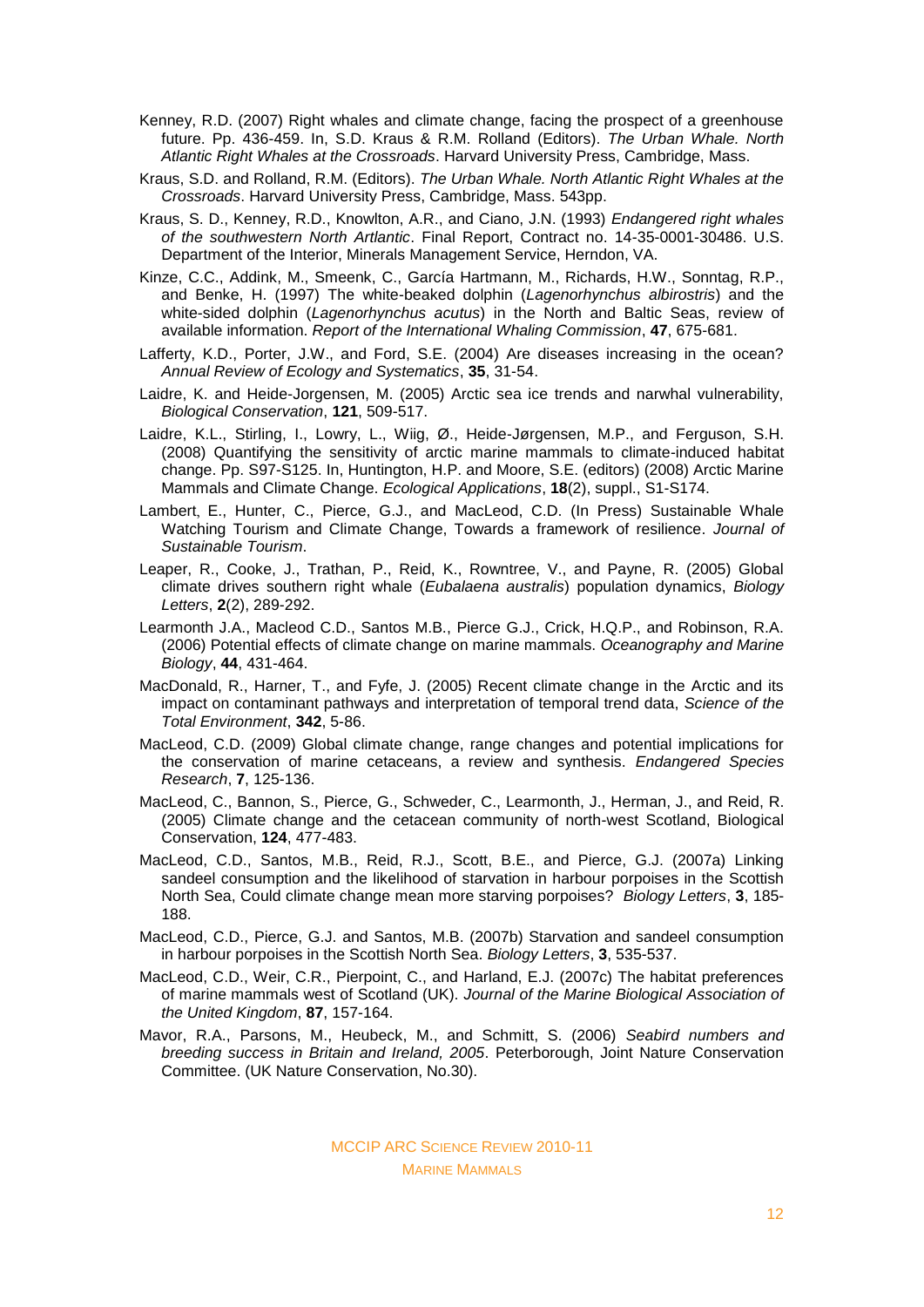Kenney, R.D. (2007) Right whales and climate change, facing the prospect of a greenhouse future. Pp. 436-459. In, S.D. Kraus & R.M. Rolland (Editors). *The Urban Whale. North Atlantic Right Whales at the Crossroads*. Harvard University Press, Cambridge, Mass.

Kraus, S.D. and Rolland, R.M. (Editors). *The Urban Whale. North Atlantic Right Whales at the Crossroads*. Harvard University Press, Cambridge, Mass. 543pp.

Kraus, S. D., Kenney, R.D., Knowlton, A.R., and Ciano, J.N. (1993) *Endangered right whales of the southwestern North Artlantic*. Final Report, Contract no. 14-35-0001-30486. U.S. Department of the Interior, Minerals Management Service, Herndon, VA.

Kinze, C.C., Addink, M., Smeenk, C., García Hartmann, M., Richards, H.W., Sonntag, R.P., and Benke, H. (1997) The white-beaked dolphin (*Lagenorhynchus albirostris*) and the white-sided dolphin (*Lagenorhynchus acutus*) in the North and Baltic Seas, review of available information. *Report of the International Whaling Commission*, **47**, 675-681.

Lafferty, K.D., Porter, J.W., and Ford, S.E. (2004) Are diseases increasing in the ocean? *Annual Review of Ecology and Systematics*, **35**, 31-54.

Laidre, K. and Heide-Jorgensen, M. (2005) Arctic sea ice trends and narwhal vulnerability, *Biological Conservation*, **121**, 509-517.

Laidre, K.L., Stirling, I., Lowry, L., Wiig, Ø., Heide-Jørgensen, M.P., and Ferguson, S.H. (2008) Quantifying the sensitivity of arctic marine mammals to climate-induced habitat change. Pp. S97-S125. In, Huntington, H.P. and Moore, S.E. (editors) (2008) Arctic Marine Mammals and Climate Change. *Ecological Applications*, **18**(2), suppl., S1-S174.

Lambert, E., Hunter, C., Pierce, G.J., and MacLeod, C.D. (In Press) Sustainable Whale Watching Tourism and Climate Change, Towards a framework of resilience. *Journal of Sustainable Tourism*.

Leaper, R., Cooke, J., Trathan, P., Reid, K., Rowntree, V., and Payne, R. (2005) Global climate drives southern right whale (*Eubalaena australis*) population dynamics, *Biology Letters*, **2**(2), 289-292.

Learmonth J.A., Macleod C.D., Santos M.B., Pierce G.J., Crick, H.Q.P., and Robinson, R.A. (2006) Potential effects of climate change on marine mammals. *Oceanography and Marine Biology*, **44**, 431-464.

MacDonald, R., Harner, T., and Fyfe, J. (2005) Recent climate change in the Arctic and its impact on contaminant pathways and interpretation of temporal trend data, *Science of the Total Environment*, **342**, 5-86.

MacLeod, C.D. (2009) Global climate change, range changes and potential implications for the conservation of marine cetaceans, a review and synthesis. *Endangered Species Research*, **7**, 125-136.

MacLeod, C., Bannon, S., Pierce, G., Schweder, C., Learmonth, J., Herman, J., and Reid, R. (2005) Climate change and the cetacean community of north-west Scotland, Biological Conservation, **124**, 477-483.

MacLeod, C.D., Santos, M.B., Reid, R.J., Scott, B.E., and Pierce, G.J. (2007a) Linking sandeel consumption and the likelihood of starvation in harbour porpoises in the Scottish North Sea, Could climate change mean more starving porpoises? *Biology Letters*, **3**, 185-188.

MacLeod, C.D., Pierce, G.J. and Santos, M.B. (2007b) Starvation and sandeel consumption in harbour porpoises in the Scottish North Sea. *Biology Letters*, **3**, 535-537.

MacLeod, C.D., Weir, C.R., Pierpoint, C., and Harland, E.J. (2007c) The habitat preferences of marine mammals west of Scotland (UK). *Journal of the Marine Biological Association of the United Kingdom*, **87**, 157-164.

Mavor, R.A., Parsons, M., Heubeck, M., and Schmitt, S. (2006) *Seabird numbers and breeding success in Britain and Ireland, 2005*. Peterborough, Joint Nature Conservation Committee. (UK Nature Conservation, No.30).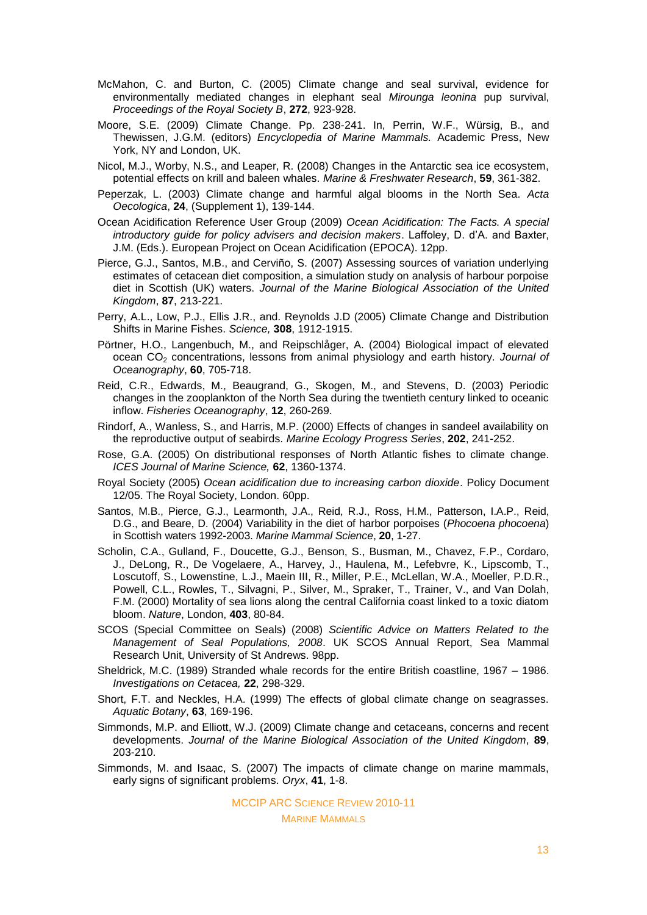McMahon, C. and Burton, C. (2005) Climate change and seal survival, evidence for environmentally mediated changes in elephant seal *Mirounga leonina* pup survival, *Proceedings of the Royal Society B*, **272**, 923-928.

Moore, S.E. (2009) Climate Change. Pp. 238-241. In, Perrin, W.F., Würsig, B., and Thewissen, J.G.M. (editors) *Encyclopedia of Marine Mammals.* Academic Press, New York, NY and London, UK.

Nicol, M.J., Worby, N.S., and Leaper, R. (2008) Changes in the Antarctic sea ice ecosystem, potential effects on krill and baleen whales. *Marine & Freshwater Research*, **59**, 361-382.

Peperzak, L. (2003) Climate change and harmful algal blooms in the North Sea. *Acta Oecologica*, **24**, (Supplement 1), 139-144.

Ocean Acidification Reference User Group (2009) *Ocean Acidification: The Facts. A special introductory guide for policy advisers and decision makers*. Laffoley, D. d'A. and Baxter, J.M. (Eds.). European Project on Ocean Acidification (EPOCA). 12pp.

Pierce, G.J., Santos, M.B., and Cerviño, S. (2007) Assessing sources of variation underlying estimates of cetacean diet composition, a simulation study on analysis of harbour porpoise diet in Scottish (UK) waters. *Journal of the Marine Biological Association of the United Kingdom*, **87**, 213-221.

Perry, A.L., Low, P.J., Ellis J.R., and. Reynolds J.D (2005) Climate Change and Distribution Shifts in Marine Fishes. *Science,* **308**, 1912-1915.

Pörtner, H.O., Langenbuch, M., and Reipschlåger, A. (2004) Biological impact of elevated ocean $CO_2$ concentrations, lessons from animal physiology and earth history. *Journal of Oceanography*, **60**, 705-718.

Reid, C.R., Edwards, M., Beaugrand, G., Skogen, M., and Stevens, D. (2003) Periodic changes in the zooplankton of the North Sea during the twentieth century linked to oceanic inflow. *Fisheries Oceanography*, **12**, 260-269.

Rindorf, A., Wanless, S., and Harris, M.P. (2000) Effects of changes in sandeel availability on the reproductive output of seabirds. *Marine Ecology Progress Series*, **202**, 241-252.

Rose, G.A. (2005) On distributional responses of North Atlantic fishes to climate change. *ICES Journal of Marine Science,* **62**, 1360-1374.

Royal Society (2005) *Ocean acidification due to increasing carbon dioxide*. Policy Document 12/05. The Royal Society, London. 60pp.

Santos, M.B., Pierce, G.J., Learmonth, J.A., Reid, R.J., Ross, H.M., Patterson, I.A.P., Reid, D.G., and Beare, D. (2004) Variability in the diet of harbor porpoises (*Phocoena phocoena*) in Scottish waters 1992-2003. *Marine Mammal Science*, **20**, 1-27.

Scholin, C.A., Gulland, F., Doucette, G.J., Benson, S., Busman, M., Chavez, F.P., Cordaro, J., DeLong, R., De Vogelaere, A., Harvey, J., Haulena, M., Lefebvre, K., Lipscomb, T., Loscutoff, S., Lowenstine, L.J., Maein III, R., Miller, P.E., McLellan, W.A., Moeller, P.D.R., Powell, C.L., Rowles, T., Silvagni, P., Silver, M., Spraker, T., Trainer, V., and Van Dolah, F.M. (2000) Mortality of sea lions along the central California coast linked to a toxic diatom bloom. *Nature*, London, **403**, 80-84.

SCOS (Special Committee on Seals) (2008) *Scientific Advice on Matters Related to the Management of Seal Populations, 2008*. UK SCOS Annual Report, Sea Mammal Research Unit, University of St Andrews. 98pp.

Sheldrick, M.C. (1989) Stranded whale records for the entire British coastline, 1967 – 1986. *Investigations on Cetacea,* **22**, 298-329.

Short, F.T. and Neckles, H.A. (1999) The effects of global climate change on seagrasses. *Aquatic Botany*, **63**, 169-196.

Simmonds, M.P. and Elliott, W.J. (2009) Climate change and cetaceans, concerns and recent developments. *Journal of the Marine Biological Association of the United Kingdom*, **89**, 203-210.

Simmonds, M. and Isaac, S. (2007) The impacts of climate change on marine mammals, early signs of significant problems. *Oryx*, **41**, 1-8.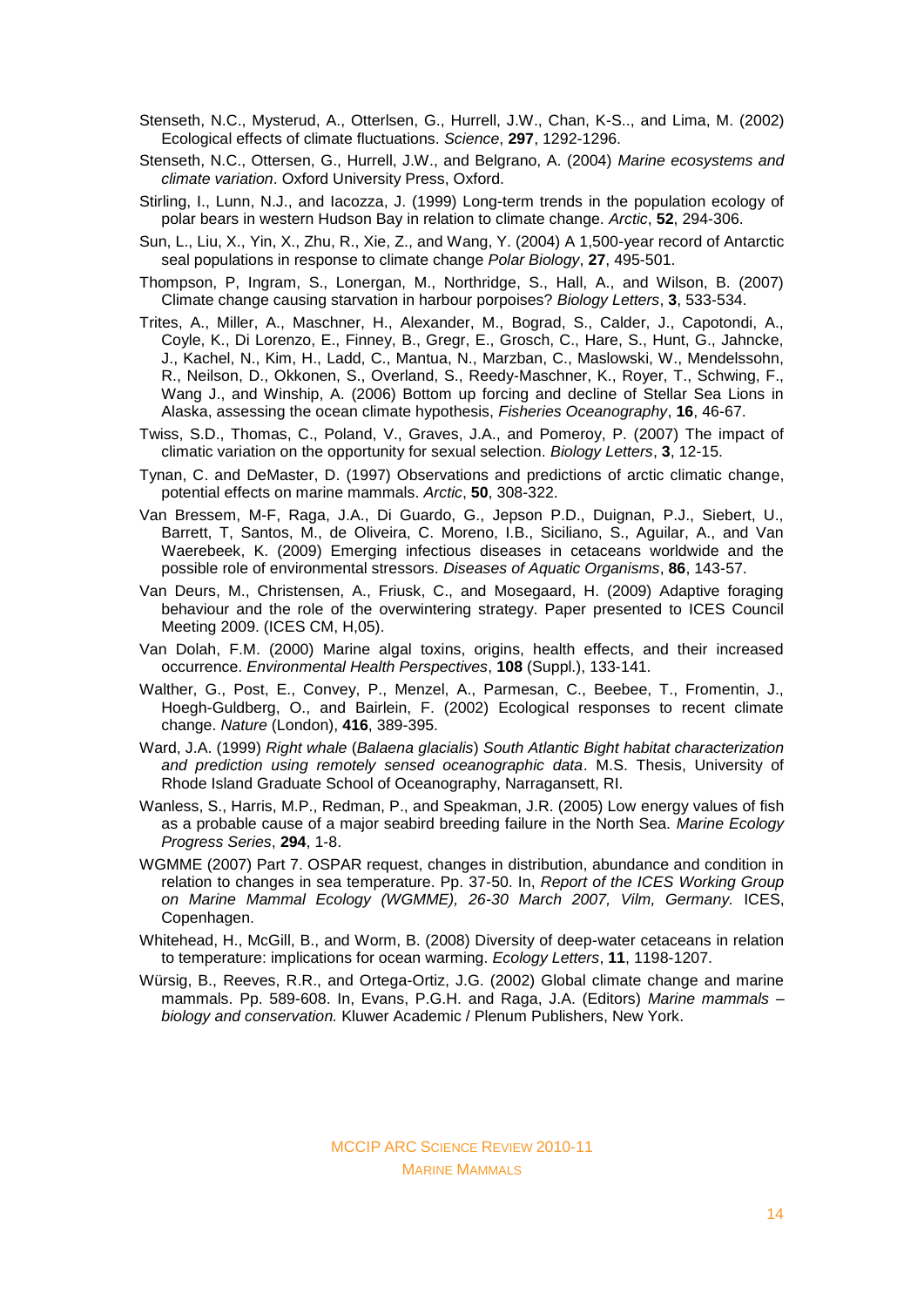Stenseth, N.C., Mysterud, A., Otterlsen, G., Hurrell, J.W., Chan, K-S.., and Lima, M. (2002) Ecological effects of climate fluctuations. *Science*, **297**, 1292-1296.

Stenseth, N.C., Ottersen, G., Hurrell, J.W., and Belgrano, A. (2004) *Marine ecosystems and climate variation*. Oxford University Press, Oxford.

Stirling, I., Lunn, N.J., and Iacozza, J. (1999) Long-term trends in the population ecology of polar bears in western Hudson Bay in relation to climate change. *Arctic*, **52**, 294-306.

Sun, L., Liu, X., Yin, X., Zhu, R., Xie, Z., and Wang, Y. (2004) A 1,500-year record of Antarctic seal populations in response to climate change *Polar Biology*, **27**, 495-501.

Thompson, P, Ingram, S., Lonergan, M., Northridge, S., Hall, A., and Wilson, B. (2007) Climate change causing starvation in harbour porpoises? *Biology Letters*, **3**, 533-534.

Trites, A., Miller, A., Maschner, H., Alexander, M., Bograd, S., Calder, J., Capotondi, A., Coyle, K., Di Lorenzo, E., Finney, B., Gregr, E., Grosch, C., Hare, S., Hunt, G., Jahncke, J., Kachel, N., Kim, H., Ladd, C., Mantua, N., Marzban, C., Maslowski, W., Mendelssohn, R., Neilson, D., Okkonen, S., Overland, S., Reedy-Maschner, K., Royer, T., Schwing, F., Wang J., and Winship, A. (2006) Bottom up forcing and decline of Stellar Sea Lions in Alaska, assessing the ocean climate hypothesis, *Fisheries Oceanography*, **16**, 46-67.

Twiss, S.D., Thomas, C., Poland, V., Graves, J.A., and Pomeroy, P. (2007) The impact of climatic variation on the opportunity for sexual selection. *Biology Letters*, **3**, 12-15.

Tynan, C. and DeMaster, D. (1997) Observations and predictions of arctic climatic change, potential effects on marine mammals. *Arctic*, **50**, 308-322.

Van Bressem, M-F, Raga, J.A., Di Guardo, G., Jepson P.D., Duignan, P.J., Siebert, U., Barrett, T, Santos, M., de Oliveira, C. Moreno, I.B., Siciliano, S., Aguilar, A., and Van Waerebeek, K. (2009) Emerging infectious diseases in cetaceans worldwide and the possible role of environmental stressors. *Diseases of Aquatic Organisms*, **86**, 143-57.

Van Deurs, M., Christensen, A., Friusk, C., and Mosegaard, H. (2009) Adaptive foraging behaviour and the role of the overwintering strategy. Paper presented to ICES Council Meeting 2009. (ICES CM, H,05).

Van Dolah, F.M. (2000) Marine algal toxins, origins, health effects, and their increased occurrence. *Environmental Health Perspectives*, **108** (Suppl.), 133-141.

Walther, G., Post, E., Convey, P., Menzel, A., Parmesan, C., Beebee, T., Fromentin, J., Hoegh-Guldberg, O., and Bairlein, F. (2002) Ecological responses to recent climate change. *Nature* (London), **416**, 389-395.

Ward, J.A. (1999) *Right whale* (*Balaena glacialis*) *South Atlantic Bight habitat characterization and prediction using remotely sensed oceanographic data*. M.S. Thesis, University of Rhode Island Graduate School of Oceanography, Narragansett, RI.

Wanless, S., Harris, M.P., Redman, P., and Speakman, J.R. (2005) Low energy values of fish as a probable cause of a major seabird breeding failure in the North Sea. *Marine Ecology Progress Series*, **294**, 1-8.

WGMME (2007) Part 7. OSPAR request, changes in distribution, abundance and condition in relation to changes in sea temperature. Pp. 37-50. In, *Report of the ICES Working Group on Marine Mammal Ecology (WGMME), 26-30 March 2007, Vilm, Germany.* ICES, Copenhagen.

Whitehead, H., McGill, B., and Worm, B. (2008) Diversity of deep-water cetaceans in relation to temperature: implications for ocean warming. *Ecology Letters*, **11**, 1198-1207.

Würsig, B., Reeves, R.R., and Ortega-Ortiz, J.G. (2002) Global climate change and marine mammals. Pp. 589-608. In, Evans, P.G.H. and Raga, J.A. (Editors) *Marine mammals – biology and conservation.* Kluwer Academic / Plenum Publishers, New York.